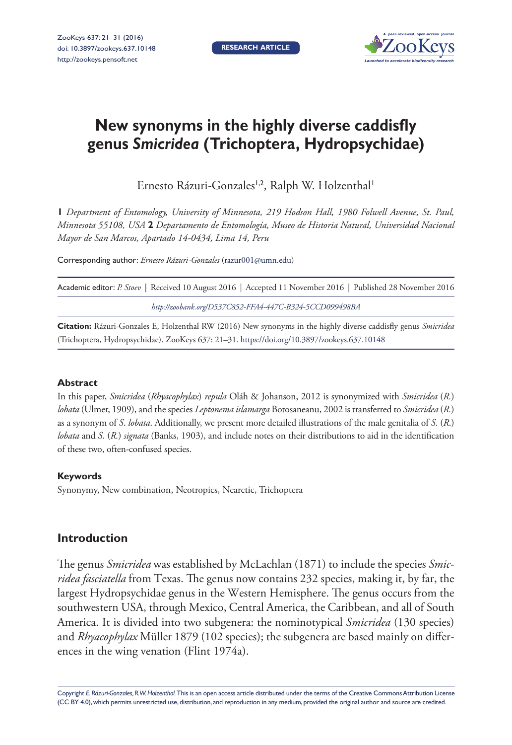# New synonyms in the highly diverse caddisfly genus *Smicridea* (Trichoptera, Hydropsychidae)

Ernesto Rázuri-Gonzales[1,2], Ralph W. Holzenthal[1]

**1** *Department of Entomology, University of Minnesota, 219 Hodson Hall, 1980 Folwell Avenue, St. Paul, Minnesota 55108, USA* **2** *Departamento de Entomología, Museo de Historia Natural, Universidad Nacional Mayor de San Marcos, Apartado 14-0434, Lima 14, Peru*

Corresponding author: *Ernesto Rázuri-Gonzales* (razur001@umn.edu)

Academic editor: *P. Stoev* | Received 10 August 2016 | Accepted 11 November 2016 | Published 28 November 2016

*http://zoobank.org/D537C852-FFA4-447C-B324-5CCD099498BA*

**Citation:** Rázuri-Gonzales E, Holzenthal RW (2016) New synonyms in the highly diverse caddisfly genus *Smicridea* (Trichoptera, Hydropsychidae). ZooKeys 637: 21–31. https://doi.org/10.3897/zookeys.637.10148

#### Abstract

In this paper, *Smicridea* (*Rhyacophylax*) *repula* Oláh & Johanson, 2012 is synonymized with *Smicridea* (*R.*) *lobata* (Ulmer, 1909), and the species *Leptonema islamarga* Botosaneanu, 2002 is transferred to *Smicridea* (*R.*) as a synonym of *S. lobata*. Additionally, we present more detailed illustrations of the male genitalia of *S.* (*R.*) *lobata* and *S.* (*R.*) *signata* (Banks, 1903), and include notes on their distributions to aid in the identification of these two, often-confused species.

#### Keywords

Synonymy, New combination, Neotropics, Nearctic, Trichoptera

## Introduction

The genus *Smicridea* was established by McLachlan (1871) to include the species *Smicridea fasciatella* from Texas. The genus now contains 232 species, making it, by far, the largest Hydropsychidae genus in the Western Hemisphere. The genus occurs from the southwestern USA, through Mexico, Central America, the Caribbean, and all of South America. It is divided into two subgenera: the nominotypical *Smicridea* (130 species) and *Rhyacophylax* Müller 1879 (102 species); the subgenera are based mainly on differences in the wing venation (Flint 1974a).

Copyright *E. Rázuri-Gonzales, R.W. Holzenthal.* This is an open access article distributed under the terms of the Creative Commons Attribution License (CC BY 4.0), which permits unrestricted use, distribution, and reproduction in any medium, provided the original author and source are credited.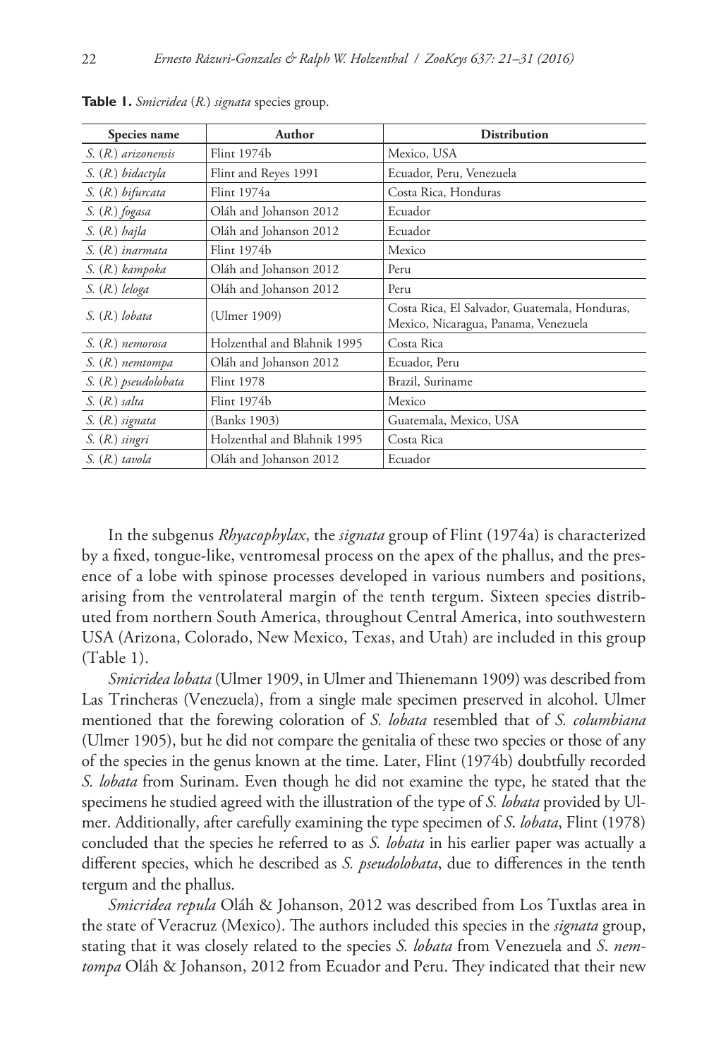**Table 1.** *Smicridea* (*R.*) *signata* species group.

| Species name | Author | Distribution |
|---|---|---|
| *S.* (*R.*) *arizonensis* | Flint 1974b | Mexico, USA |
| *S.* (*R.*) *bidactyla* | Flint and Reyes 1991 | Ecuador, Peru, Venezuela |
| *S.* (*R.*) *bifurcata* | Flint 1974a | Costa Rica, Honduras |
| *S.* (*R.*) *fogasa* | Oláh and Johanson 2012 | Ecuador |
| *S.* (*R.*) *hajla* | Oláh and Johanson 2012 | Ecuador |
| *S.* (*R.*) *inarmata* | Flint 1974b | Mexico |
| *S.* (*R.*) *kampoka* | Oláh and Johanson 2012 | Peru |
| *S.* (*R.*) *leloga* | Oláh and Johanson 2012 | Peru |
| *S.* (*R.*) *lobata* | (Ulmer 1909) | Costa Rica, El Salvador, Guatemala, Honduras, Mexico, Nicaragua, Panama, Venezuela |
| *S.* (*R.*) *nemorosa* | Holzenthal and Blahnik 1995 | Costa Rica |
| *S.* (*R.*) *nemtompa* | Oláh and Johanson 2012 | Ecuador, Peru |
| *S.* (*R.*) *pseudolobata* | Flint 1978 | Brazil, Suriname |
| *S.* (*R.*) *salta* | Flint 1974b | Mexico |
| *S.* (*R.*) *signata* | (Banks 1903) | Guatemala, Mexico, USA |
| *S.* (*R.*) *singri* | Holzenthal and Blahnik 1995 | Costa Rica |
| *S.* (*R.*) *tavola* | Oláh and Johanson 2012 | Ecuador |

In the subgenus *Rhyacophylax*, the *signata* group of Flint (1974a) is characterized by a fixed, tongue-like, ventromesal process on the apex of the phallus, and the presence of a lobe with spinose processes developed in various numbers and positions, arising from the ventrolateral margin of the tenth tergum. Sixteen species distributed from northern South America, throughout Central America, into southwestern USA (Arizona, Colorado, New Mexico, Texas, and Utah) are included in this group (Table 1).

*Smicridea lobata* (Ulmer 1909, in Ulmer and Thienemann 1909) was described from Las Trincheras (Venezuela), from a single male specimen preserved in alcohol. Ulmer mentioned that the forewing coloration of *S. lobata* resembled that of *S. columbiana* (Ulmer 1905), but he did not compare the genitalia of these two species or those of any of the species in the genus known at the time. Later, Flint (1974b) doubtfully recorded *S. lobata* from Surinam. Even though he did not examine the type, he stated that the specimens he studied agreed with the illustration of the type of *S. lobata* provided by Ulmer. Additionally, after carefully examining the type specimen of *S. lobata*, Flint (1978) concluded that the species he referred to as *S. lobata* in his earlier paper was actually a different species, which he described as *S. pseudolobata*, due to differences in the tenth tergum and the phallus.

*Smicridea repula* Oláh & Johanson, 2012 was described from Los Tuxtlas area in the state of Veracruz (Mexico). The authors included this species in the *signata* group, stating that it was closely related to the species *S. lobata* from Venezuela and *S. nemtompa* Oláh & Johanson, 2012 from Ecuador and Peru. They indicated that their new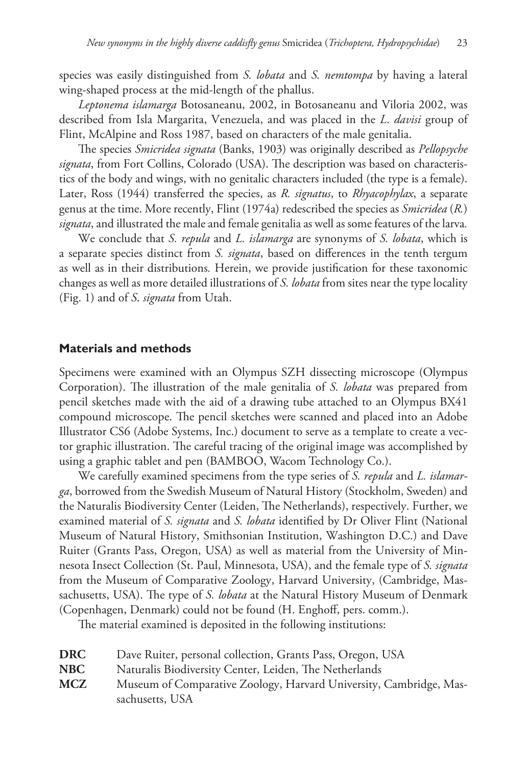species was easily distinguished from *S. lobata* and *S. nemtompa* by having a lateral wing-shaped process at the mid-length of the phallus.

*Leptonema islamarga* Botosaneanu, 2002, in Botosaneanu and Viloria 2002, was described from Isla Margarita, Venezuela, and was placed in the *L. davisi* group of Flint, McAlpine and Ross 1987, based on characters of the male genitalia.

The species *Smicridea signata* (Banks, 1903) was originally described as *Pellopsyche signata*, from Fort Collins, Colorado (USA). The description was based on characteristics of the body and wings, with no genitalic characters included (the type is a female). Later, Ross (1944) transferred the species, as *R. signatus*, to *Rhyacophylax*, a separate genus at the time. More recently, Flint (1974a) redescribed the species as *Smicridea* (*R.*) *signata*, and illustrated the male and female genitalia as well as some features of the larva.

We conclude that *S. repula* and *L. islamarga* are synonyms of *S. lobata*, which is a separate species distinct from *S. signata*, based on differences in the tenth tergum as well as in their distributions. Herein, we provide justification for these taxonomic changes as well as more detailed illustrations of *S. lobata* from sites near the type locality (Fig. 1) and of *S. signata* from Utah.

## Materials and methods

Specimens were examined with an Olympus SZH dissecting microscope (Olympus Corporation). The illustration of the male genitalia of *S. lobata* was prepared from pencil sketches made with the aid of a drawing tube attached to an Olympus BX41 compound microscope. The pencil sketches were scanned and placed into an Adobe Illustrator CS6 (Adobe Systems, Inc.) document to serve as a template to create a vector graphic illustration. The careful tracing of the original image was accomplished by using a graphic tablet and pen (BAMBOO, Wacom Technology Co.).

We carefully examined specimens from the type series of *S. repula* and *L. islamarga*, borrowed from the Swedish Museum of Natural History (Stockholm, Sweden) and the Naturalis Biodiversity Center (Leiden, The Netherlands), respectively. Further, we examined material of *S. signata* and *S. lobata* identified by Dr Oliver Flint (National Museum of Natural History, Smithsonian Institution, Washington D.C.) and Dave Ruiter (Grants Pass, Oregon, USA) as well as material from the University of Minnesota Insect Collection (St. Paul, Minnesota, USA), and the female type of *S. signata* from the Museum of Comparative Zoology, Harvard University, (Cambridge, Massachusetts, USA). The type of *S. lobata* at the Natural History Museum of Denmark (Copenhagen, Denmark) could not be found (H. Enghoff, pers. comm.).

The material examined is deposited in the following institutions:

- **DRC** Dave Ruiter, personal collection, Grants Pass, Oregon, USA
- **NBC** Naturalis Biodiversity Center, Leiden, The Netherlands
- **MCZ** Museum of Comparative Zoology, Harvard University, Cambridge, Massachusetts, USA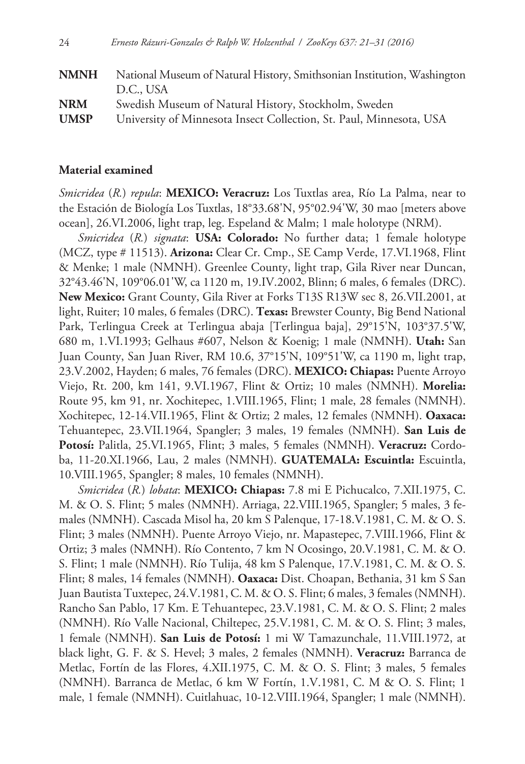| | |
|---|---|
| **NMNH** | National Museum of Natural History, Smithsonian Institution, Washington D.C., USA |
| **NRM** | Swedish Museum of Natural History, Stockholm, Sweden |
| **UMSP** | University of Minnesota Insect Collection, St. Paul, Minnesota, USA |

## Material examined

*Smicridea* (*R.*) *repula*: **MEXICO: Veracruz:** Los Tuxtlas area, Río La Palma, near to the Estación de Biología Los Tuxtlas, 18°33.68'N, 95°02.94'W, 30 mao [meters above ocean], 26.VI.2006, light trap, leg. Espeland & Malm; 1 male holotype (NRM).

*Smicridea* (*R.*) *signata*: **USA: Colorado:** No further data; 1 female holotype (MCZ, type # 11513). **Arizona:** Clear Cr. Cmp., SE Camp Verde, 17.VI.1968, Flint & Menke; 1 male (NMNH). Greenlee County, light trap, Gila River near Duncan, 32°43.46'N, 109°06.01'W, ca 1120 m, 19.IV.2002, Blinn; 6 males, 6 females (DRC). **New Mexico:** Grant County, Gila River at Forks T13S R13W sec 8, 26.VII.2001, at light, Ruiter; 10 males, 6 females (DRC). **Texas:** Brewster County, Big Bend National Park, Terlingua Creek at Terlingua abaja [Terlingua baja], 29°15'N, 103°37.5'W, 680 m, 1.VI.1993; Gelhaus #607, Nelson & Koenig; 1 male (NMNH). **Utah:** San Juan County, San Juan River, RM 10.6, 37°15'N, 109°51'W, ca 1190 m, light trap, 23.V.2002, Hayden; 6 males, 76 females (DRC). **MEXICO: Chiapas:** Puente Arroyo Viejo, Rt. 200, km 141, 9.VI.1967, Flint & Ortiz; 10 males (NMNH). **Morelia:** Route 95, km 91, nr. Xochitepec, 1.VIII.1965, Flint; 1 male, 28 females (NMNH). Xochitepec, 12-14.VII.1965, Flint & Ortiz; 2 males, 12 females (NMNH). **Oaxaca:** Tehuantepec, 23.VII.1964, Spangler; 3 males, 19 females (NMNH). **San Luis de Potosí:** Palitla, 25.VI.1965, Flint; 3 males, 5 females (NMNH). **Veracruz:** Cordoba, 11-20.XI.1966, Lau, 2 males (NMNH). **GUATEMALA: Escuintla:** Escuintla, 10.VIII.1965, Spangler; 8 males, 10 females (NMNH).

*Smicridea* (*R.*) *lobata*: **MEXICO: Chiapas:** 7.8 mi E Pichucalco, 7.XII.1975, C. M. & O. S. Flint; 5 males (NMNH). Arriaga, 22.VIII.1965, Spangler; 5 males, 3 females (NMNH). Cascada Misol ha, 20 km S Palenque, 17-18.V.1981, C. M. & O. S. Flint; 3 males (NMNH). Puente Arroyo Viejo, nr. Mapastepec, 7.VIII.1966, Flint & Ortiz; 3 males (NMNH). Río Contento, 7 km N Ocosingo, 20.V.1981, C. M. & O. S. Flint; 1 male (NMNH). Río Tulija, 48 km S Palenque, 17.V.1981, C. M. & O. S. Flint; 8 males, 14 females (NMNH). **Oaxaca:** Dist. Choapan, Bethania, 31 km S San Juan Bautista Tuxtepec, 24.V.1981, C. M. & O. S. Flint; 6 males, 3 females (NMNH). Rancho San Pablo, 17 Km. E Tehuantepec, 23.V.1981, C. M. & O. S. Flint; 2 males (NMNH). Río Valle Nacional, Chiltepec, 25.V.1981, C. M. & O. S. Flint; 3 males, 1 female (NMNH). **San Luis de Potosí:** 1 mi W Tamazunchale, 11.VIII.1972, at black light, G. F. & S. Hevel; 3 males, 2 females (NMNH). **Veracruz:** Barranca de Metlac, Fortín de las Flores, 4.XII.1975, C. M. & O. S. Flint; 3 males, 5 females (NMNH). Barranca de Metlac, 6 km W Fortín, 1.V.1981, C. M & O. S. Flint; 1 male, 1 female (NMNH). Cuitlahuac, 10-12.VIII.1964, Spangler; 1 male (NMNH).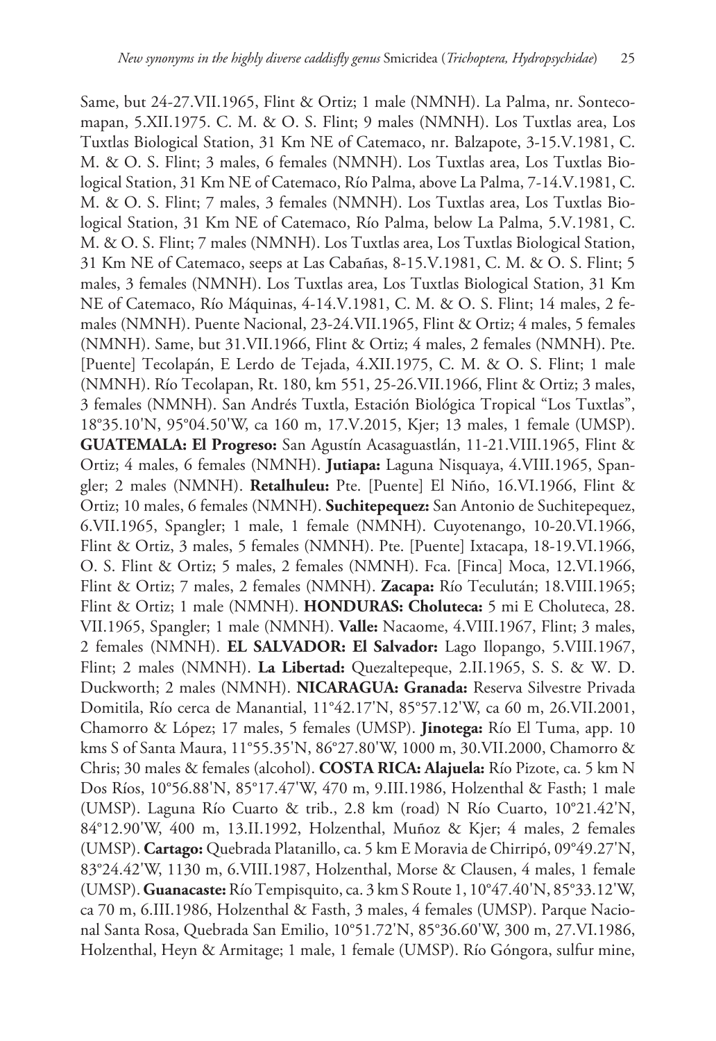Same, but 24-27.VII.1965, Flint & Ortiz; 1 male (NMNH). La Palma, nr. Sontecomapan, 5.XII.1975. C. M. & O. S. Flint; 9 males (NMNH). Los Tuxtlas area, Los Tuxtlas Biological Station, 31 Km NE of Catemaco, nr. Balzapote, 3-15.V.1981, C. M. & O. S. Flint; 3 males, 6 females (NMNH). Los Tuxtlas area, Los Tuxtlas Biological Station, 31 Km NE of Catemaco, Río Palma, above La Palma, 7-14.V.1981, C. M. & O. S. Flint; 7 males, 3 females (NMNH). Los Tuxtlas area, Los Tuxtlas Biological Station, 31 Km NE of Catemaco, Río Palma, below La Palma, 5.V.1981, C. M. & O. S. Flint; 7 males (NMNH). Los Tuxtlas area, Los Tuxtlas Biological Station, 31 Km NE of Catemaco, seeps at Las Cabañas, 8-15.V.1981, C. M. & O. S. Flint; 5 males, 3 females (NMNH). Los Tuxtlas area, Los Tuxtlas Biological Station, 31 Km NE of Catemaco, Río Máquinas, 4-14.V.1981, C. M. & O. S. Flint; 14 males, 2 females (NMNH). Puente Nacional, 23-24.VII.1965, Flint & Ortiz; 4 males, 5 females (NMNH). Same, but 31.VII.1966, Flint & Ortiz; 4 males, 2 females (NMNH). Pte. [Puente] Tecolapán, E Lerdo de Tejada, 4.XII.1975, C. M. & O. S. Flint; 1 male (NMNH). Río Tecolapan, Rt. 180, km 551, 25-26.VII.1966, Flint & Ortiz; 3 males, 3 females (NMNH). San Andrés Tuxtla, Estación Biológica Tropical "Los Tuxtlas", 18°35.10'N, 95°04.50'W, ca 160 m, 17.V.2015, Kjer; 13 males, 1 female (UMSP). **GUATEMALA: El Progreso:** San Agustín Acasaguastlán, 11-21.VIII.1965, Flint & Ortiz; 4 males, 6 females (NMNH). **Jutiapa:** Laguna Nisquaya, 4.VIII.1965, Spangler; 2 males (NMNH). **Retalhuleu:** Pte. [Puente] El Niño, 16.VI.1966, Flint & Ortiz; 10 males, 6 females (NMNH). **Suchitepequez:** San Antonio de Suchitepequez, 6.VII.1965, Spangler; 1 male, 1 female (NMNH). Cuyotenango, 10-20.VI.1966, Flint & Ortiz, 3 males, 5 females (NMNH). Pte. [Puente] Ixtacapa, 18-19.VI.1966, O. S. Flint & Ortiz; 5 males, 2 females (NMNH). Fca. [Finca] Moca, 12.VI.1966, Flint & Ortiz; 7 males, 2 females (NMNH). **Zacapa:** Río Teculután; 18.VIII.1965; Flint & Ortiz; 1 male (NMNH). **HONDURAS: Choluteca:** 5 mi E Choluteca, 28. VII.1965, Spangler; 1 male (NMNH). **Valle:** Nacaome, 4.VIII.1967, Flint; 3 males, 2 females (NMNH). **EL SALVADOR: El Salvador:** Lago Ilopango, 5.VIII.1967, Flint; 2 males (NMNH). **La Libertad:** Quezaltepeque, 2.II.1965, S. S. & W. D. Duckworth; 2 males (NMNH). **NICARAGUA: Granada:** Reserva Silvestre Privada Domitila, Río cerca de Manantial, 11°42.17'N, 85°57.12'W, ca 60 m, 26.VII.2001, Chamorro & López; 17 males, 5 females (UMSP). **Jinotega:** Río El Tuma, app. 10 kms S of Santa Maura, 11°55.35'N, 86°27.80'W, 1000 m, 30.VII.2000, Chamorro & Chris; 30 males & females (alcohol). **COSTA RICA: Alajuela:** Río Pizote, ca. 5 km N Dos Ríos, 10°56.88'N, 85°17.47'W, 470 m, 9.III.1986, Holzenthal & Fasth; 1 male (UMSP). Laguna Río Cuarto & trib., 2.8 km (road) N Río Cuarto, 10°21.42'N, 84°12.90'W, 400 m, 13.II.1992, Holzenthal, Muñoz & Kjer; 4 males, 2 females (UMSP). **Cartago:** Quebrada Platanillo, ca. 5 km E Moravia de Chirripó, 09°49.27'N, 83°24.42'W, 1130 m, 6.VIII.1987, Holzenthal, Morse & Clausen, 4 males, 1 female (UMSP). **Guanacaste:** Río Tempisquito, ca. 3 km S Route 1, 10°47.40'N, 85°33.12'W, ca 70 m, 6.III.1986, Holzenthal & Fasth, 3 males, 4 females (UMSP). Parque Nacional Santa Rosa, Quebrada San Emilio, 10°51.72'N, 85°36.60'W, 300 m, 27.VI.1986, Holzenthal, Heyn & Armitage; 1 male, 1 female (UMSP). Río Góngora, sulfur mine,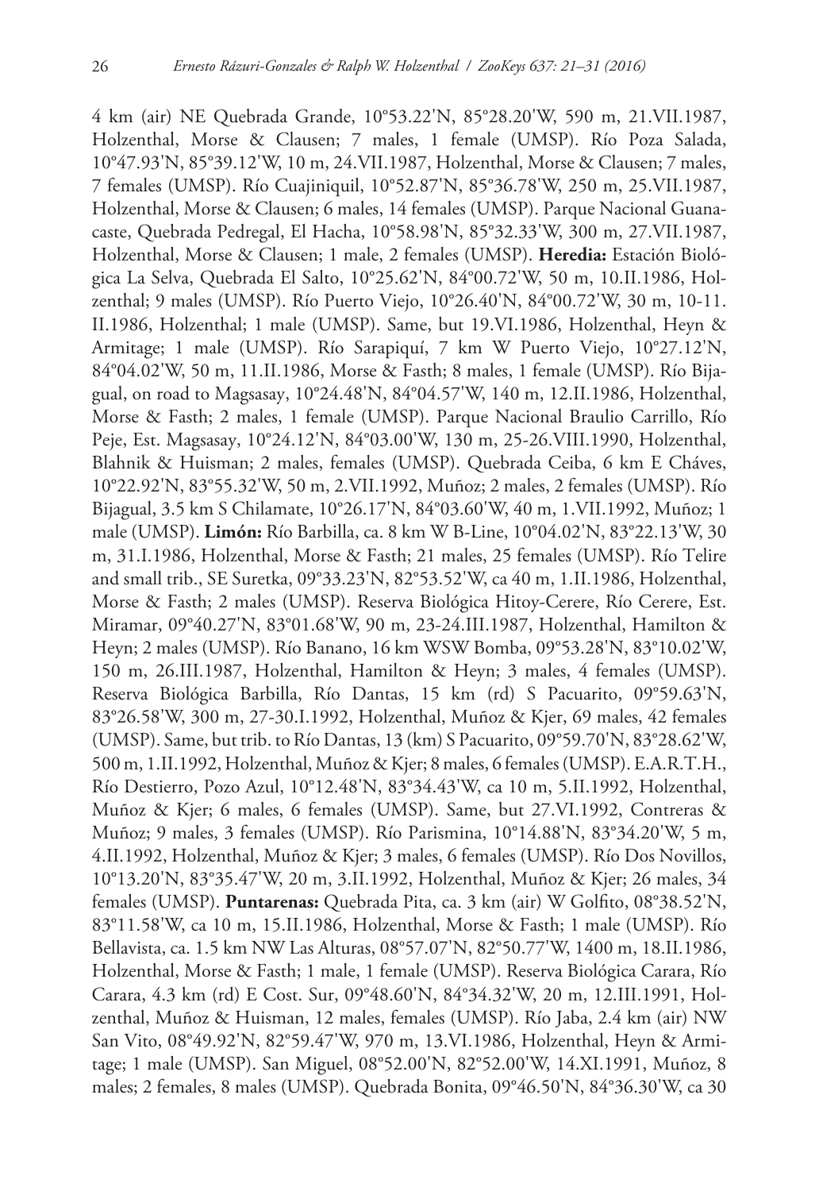4 km (air) NE Quebrada Grande, 10°53.22'N, 85°28.20'W, 590 m, 21.VII.1987, Holzenthal, Morse & Clausen; 7 males, 1 female (UMSP). Río Poza Salada, 10°47.93'N, 85°39.12'W, 10 m, 24.VII.1987, Holzenthal, Morse & Clausen; 7 males, 7 females (UMSP). Río Cuajiniquil, 10°52.87'N, 85°36.78'W, 250 m, 25.VII.1987, Holzenthal, Morse & Clausen; 6 males, 14 females (UMSP). Parque Nacional Guanacaste, Quebrada Pedregal, El Hacha, 10°58.98'N, 85°32.33'W, 300 m, 27.VII.1987, Holzenthal, Morse & Clausen; 1 male, 2 females (UMSP). **Heredia:** Estación Biológica La Selva, Quebrada El Salto, 10°25.62'N, 84°00.72'W, 50 m, 10.II.1986, Holzenthal; 9 males (UMSP). Río Puerto Viejo, 10°26.40'N, 84°00.72'W, 30 m, 10-11.II.1986, Holzenthal; 1 male (UMSP). Same, but 19.VI.1986, Holzenthal, Heyn & Armitage; 1 male (UMSP). Río Sarapiquí, 7 km W Puerto Viejo, 10°27.12'N, 84°04.02'W, 50 m, 11.II.1986, Morse & Fasth; 8 males, 1 female (UMSP). Río Bijagual, on road to Magsasay, 10°24.48'N, 84°04.57'W, 140 m, 12.II.1986, Holzenthal, Morse & Fasth; 2 males, 1 female (UMSP). Parque Nacional Braulio Carrillo, Río Peje, Est. Magsasay, 10°24.12'N, 84°03.00'W, 130 m, 25-26.VIII.1990, Holzenthal, Blahnik & Huisman; 2 males, females (UMSP). Quebrada Ceiba, 6 km E Cháves, 10°22.92'N, 83°55.32'W, 50 m, 2.VII.1992, Muñoz; 2 males, 2 females (UMSP). Río Bijagual, 3.5 km S Chilamate, 10°26.17'N, 84°03.60'W, 40 m, 1.VII.1992, Muñoz; 1 male (UMSP). **Limón:** Río Barbilla, ca. 8 km W B-Line, 10°04.02'N, 83°22.13'W, 30 m, 31.I.1986, Holzenthal, Morse & Fasth; 21 males, 25 females (UMSP). Río Telire and small trib., SE Suretka, 09°33.23'N, 82°53.52'W, ca 40 m, 1.II.1986, Holzenthal, Morse & Fasth; 2 males (UMSP). Reserva Biológica Hitoy-Cerere, Río Cerere, Est. Miramar, 09°40.27'N, 83°01.68'W, 90 m, 23-24.III.1987, Holzenthal, Hamilton & Heyn; 2 males (UMSP). Río Banano, 16 km WSW Bomba, 09°53.28'N, 83°10.02'W, 150 m, 26.III.1987, Holzenthal, Hamilton & Heyn; 3 males, 4 females (UMSP). Reserva Biológica Barbilla, Río Dantas, 15 km (rd) S Pacuarito, 09°59.63'N, 83°26.58'W, 300 m, 27-30.I.1992, Holzenthal, Muñoz & Kjer, 69 males, 42 females (UMSP). Same, but trib. to Río Dantas, 13 (km) S Pacuarito, 09°59.70'N, 83°28.62'W, 500 m, 1.II.1992, Holzenthal, Muñoz & Kjer; 8 males, 6 females (UMSP). E.A.R.T.H., Río Destierro, Pozo Azul, 10°12.48'N, 83°34.43'W, ca 10 m, 5.II.1992, Holzenthal, Muñoz & Kjer; 6 males, 6 females (UMSP). Same, but 27.VI.1992, Contreras & Muñoz; 9 males, 3 females (UMSP). Río Parismina, 10°14.88'N, 83°34.20'W, 5 m, 4.II.1992, Holzenthal, Muñoz & Kjer; 3 males, 6 females (UMSP). Río Dos Novillos, 10°13.20'N, 83°35.47'W, 20 m, 3.II.1992, Holzenthal, Muñoz & Kjer; 26 males, 34 females (UMSP). **Puntarenas:** Quebrada Pita, ca. 3 km (air) W Golfito, 08°38.52'N, 83°11.58'W, ca 10 m, 15.II.1986, Holzenthal, Morse & Fasth; 1 male (UMSP). Río Bellavista, ca. 1.5 km NW Las Alturas, 08°57.07'N, 82°50.77'W, 1400 m, 18.II.1986, Holzenthal, Morse & Fasth; 1 male, 1 female (UMSP). Reserva Biológica Carara, Río Carara, 4.3 km (rd) E Cost. Sur, 09°48.60'N, 84°34.32'W, 20 m, 12.III.1991, Holzenthal, Muñoz & Huisman, 12 males, females (UMSP). Río Jaba, 2.4 km (air) NW San Vito, 08°49.92'N, 82°59.47'W, 970 m, 13.VI.1986, Holzenthal, Heyn & Armitage; 1 male (UMSP). San Miguel, 08°52.00'N, 82°52.00'W, 14.XI.1991, Muñoz, 8 males; 2 females, 8 males (UMSP). Quebrada Bonita, 09°46.50'N, 84°36.30'W, ca 30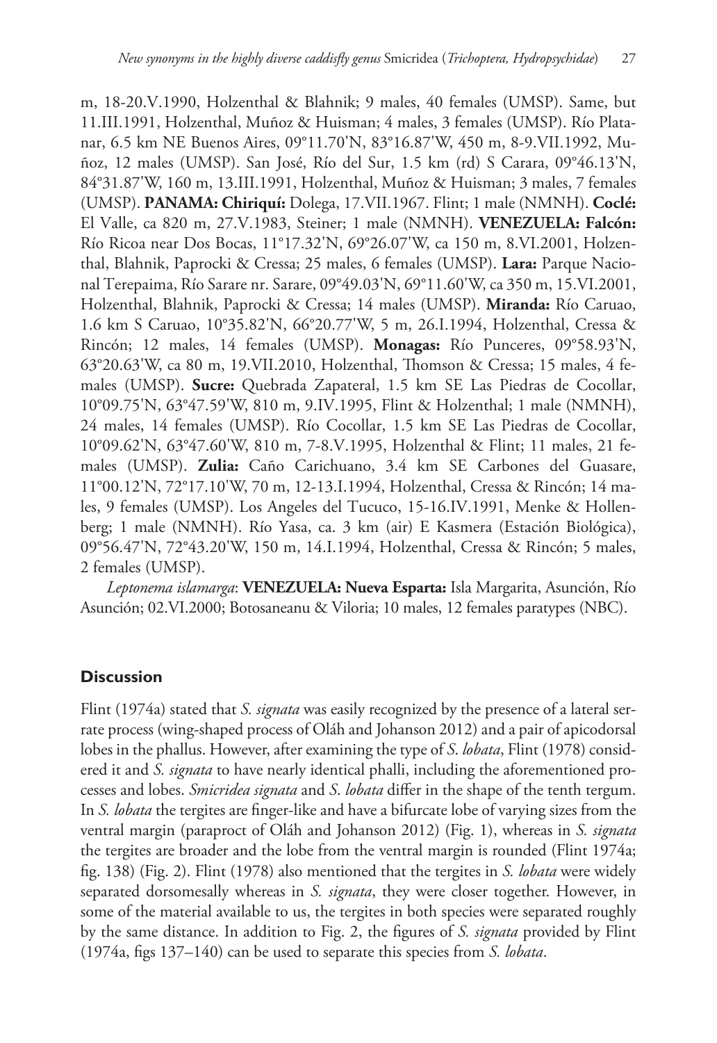m, 18-20.V.1990, Holzenthal & Blahnik; 9 males, 40 females (UMSP). Same, but 11.III.1991, Holzenthal, Muñoz & Huisman; 4 males, 3 females (UMSP). Río Platanar, 6.5 km NE Buenos Aires, 09°11.70'N, 83°16.87'W, 450 m, 8-9.VII.1992, Muñoz, 12 males (UMSP). San José, Río del Sur, 1.5 km (rd) S Carara, 09°46.13'N, 84°31.87'W, 160 m, 13.III.1991, Holzenthal, Muñoz & Huisman; 3 males, 7 females (UMSP). **PANAMA: Chiriquí:** Dolega, 17.VII.1967. Flint; 1 male (NMNH). **Coclé:** El Valle, ca 820 m, 27.V.1983, Steiner; 1 male (NMNH). **VENEZUELA: Falcón:** Río Ricoa near Dos Bocas, 11°17.32'N, 69°26.07'W, ca 150 m, 8.VI.2001, Holzenthal, Blahnik, Paprocki & Cressa; 25 males, 6 females (UMSP). **Lara:** Parque Nacional Terepaima, Río Sarare nr. Sarare, 09°49.03'N, 69°11.60'W, ca 350 m, 15.VI.2001, Holzenthal, Blahnik, Paprocki & Cressa; 14 males (UMSP). **Miranda:** Río Caruao, 1.6 km S Caruao, 10°35.82'N, 66°20.77'W, 5 m, 26.I.1994, Holzenthal, Cressa & Rincón; 12 males, 14 females (UMSP). **Monagas:** Río Punceres, 09°58.93'N, 63°20.63'W, ca 80 m, 19.VII.2010, Holzenthal, Thomson & Cressa; 15 males, 4 females (UMSP). **Sucre:** Quebrada Zapateral, 1.5 km SE Las Piedras de Cocollar, 10°09.75'N, 63°47.59'W, 810 m, 9.IV.1995, Flint & Holzenthal; 1 male (NMNH), 24 males, 14 females (UMSP). Río Cocollar, 1.5 km SE Las Piedras de Cocollar, 10°09.62'N, 63°47.60'W, 810 m, 7-8.V.1995, Holzenthal & Flint; 11 males, 21 females (UMSP). **Zulia:** Caño Carichuano, 3.4 km SE Carbones del Guasare, 11°00.12'N, 72°17.10'W, 70 m, 12-13.I.1994, Holzenthal, Cressa & Rincón; 14 males, 9 females (UMSP). Los Angeles del Tucuco, 15-16.IV.1991, Menke & Hollenberg; 1 male (NMNH). Río Yasa, ca. 3 km (air) E Kasmera (Estación Biológica), 09°56.47'N, 72°43.20'W, 150 m, 14.I.1994, Holzenthal, Cressa & Rincón; 5 males, 2 females (UMSP).

*Leptonema islamarga*: **VENEZUELA: Nueva Esparta:** Isla Margarita, Asunción, Río Asunción; 02.VI.2000; Botosaneanu & Viloria; 10 males, 12 females paratypes (NBC).

## Discussion

Flint (1974a) stated that *S. signata* was easily recognized by the presence of a lateral serrate process (wing-shaped process of Oláh and Johanson 2012) and a pair of apicodorsal lobes in the phallus. However, after examining the type of *S. lobata*, Flint (1978) considered it and *S. signata* to have nearly identical phalli, including the aforementioned processes and lobes. *Smicridea signata* and *S. lobata* differ in the shape of the tenth tergum. In *S. lobata* the tergites are finger-like and have a bifurcate lobe of varying sizes from the ventral margin (paraproct of Oláh and Johanson 2012) (Fig. 1), whereas in *S. signata* the tergites are broader and the lobe from the ventral margin is rounded (Flint 1974a; fig. 138) (Fig. 2). Flint (1978) also mentioned that the tergites in *S. lobata* were widely separated dorsomesally whereas in *S. signata*, they were closer together. However, in some of the material available to us, the tergites in both species were separated roughly by the same distance. In addition to Fig. 2, the figures of *S. signata* provided by Flint (1974a, figs 137–140) can be used to separate this species from *S. lobata*.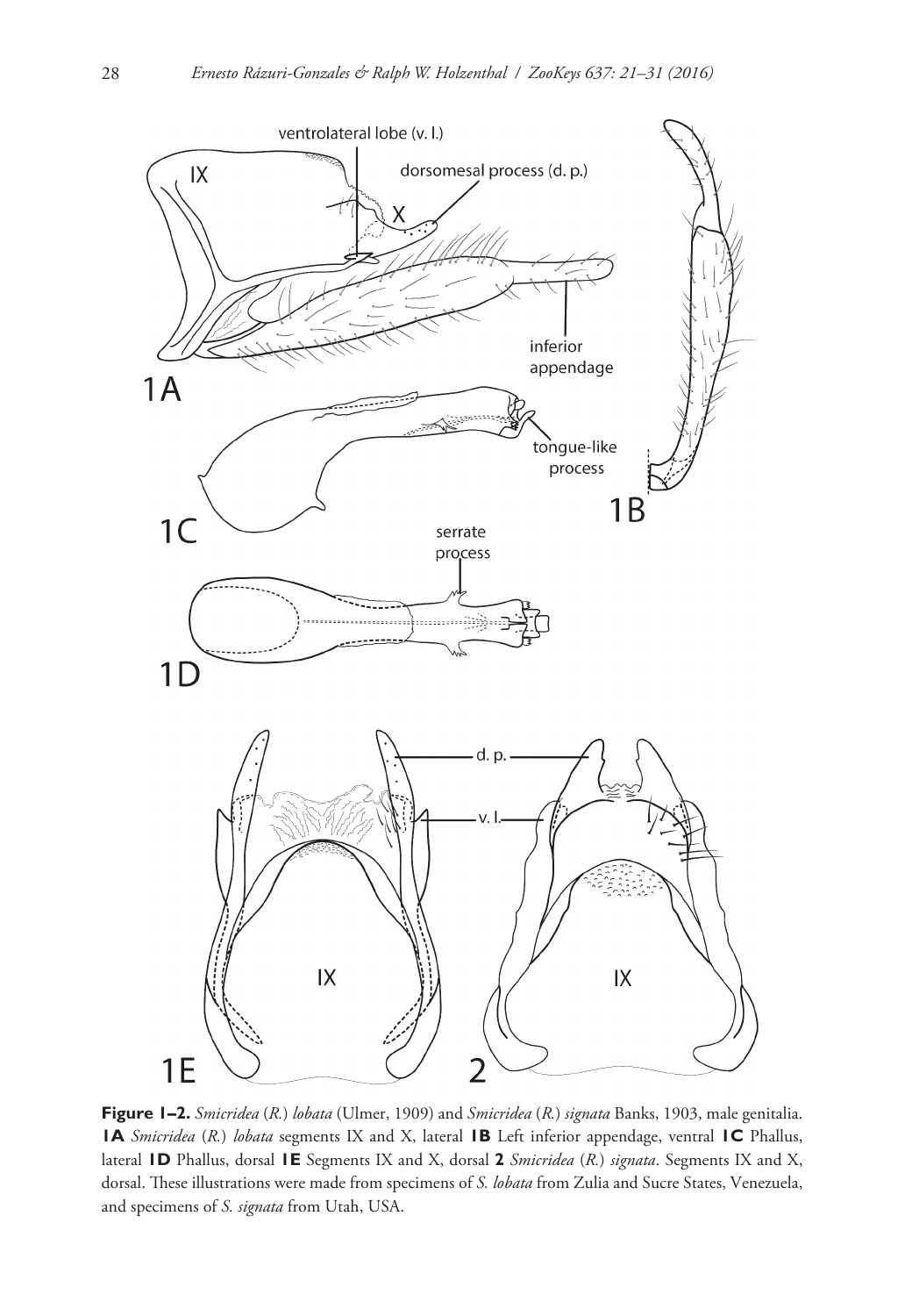**Figure 1–2.** *Smicridea* (*R.*) *lobata* (Ulmer, 1909) and *Smicridea* (*R.*) *signata* Banks, 1903, male genitalia. **1A** *Smicridea* (*R.*) *lobata* segments IX and X, lateral **1B** Left inferior appendage, ventral **1C** Phallus, lateral **1D** Phallus, dorsal **1E** Segments IX and X, dorsal **2** *Smicridea* (*R.*) *signata*. Segments IX and X, dorsal. These illustrations were made from specimens of *S. lobata* from Zulia and Sucre States, Venezuela, and specimens of *S. signata* from Utah, USA.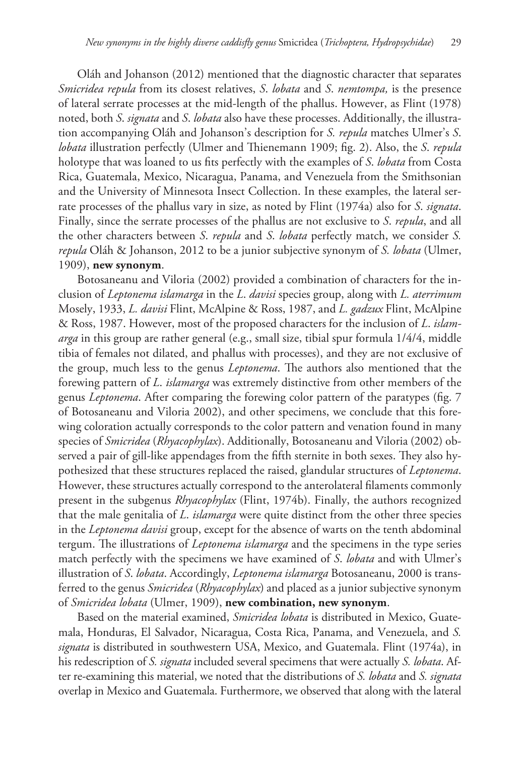Oláh and Johanson (2012) mentioned that the diagnostic character that separates *Smicridea repula* from its closest relatives, *S. lobata* and *S. nemtompa,* is the presence of lateral serrate processes at the mid-length of the phallus. However, as Flint (1978) noted, both *S. signata* and *S. lobata* also have these processes. Additionally, the illustration accompanying Oláh and Johanson's description for *S. repula* matches Ulmer's *S. lobata* illustration perfectly (Ulmer and Thienemann 1909; fig. 2). Also, the *S. repula* holotype that was loaned to us fits perfectly with the examples of *S. lobata* from Costa Rica, Guatemala, Mexico, Nicaragua, Panama, and Venezuela from the Smithsonian and the University of Minnesota Insect Collection. In these examples, the lateral serrate processes of the phallus vary in size, as noted by Flint (1974a) also for *S. signata*. Finally, since the serrate processes of the phallus are not exclusive to *S. repula*, and all the other characters between *S. repula* and *S. lobata* perfectly match, we consider *S. repula* Oláh & Johanson, 2012 to be a junior subjective synonym of *S. lobata* (Ulmer, 1909), **new synonym**.

Botosaneanu and Viloria (2002) provided a combination of characters for the inclusion of *Leptonema islamarga* in the *L. davisi* species group, along with *L. aterrimum* Mosely, 1933, *L. davisi* Flint, McAlpine & Ross, 1987, and *L. gadzux* Flint, McAlpine & Ross, 1987. However, most of the proposed characters for the inclusion of *L. islamarga* in this group are rather general (e.g., small size, tibial spur formula 1/4/4, middle tibia of females not dilated, and phallus with processes), and they are not exclusive of the group, much less to the genus *Leptonema*. The authors also mentioned that the forewing pattern of *L. islamarga* was extremely distinctive from other members of the genus *Leptonema*. After comparing the forewing color pattern of the paratypes (fig. 7 of Botosaneanu and Viloria 2002), and other specimens, we conclude that this forewing coloration actually corresponds to the color pattern and venation found in many species of *Smicridea* (*Rhyacophylax*). Additionally, Botosaneanu and Viloria (2002) observed a pair of gill-like appendages from the fifth sternite in both sexes. They also hypothesized that these structures replaced the raised, glandular structures of *Leptonema*. However, these structures actually correspond to the anterolateral filaments commonly present in the subgenus *Rhyacophylax* (Flint, 1974b). Finally, the authors recognized that the male genitalia of *L. islamarga* were quite distinct from the other three species in the *Leptonema davisi* group, except for the absence of warts on the tenth abdominal tergum. The illustrations of *Leptonema islamarga* and the specimens in the type series match perfectly with the specimens we have examined of *S. lobata* and with Ulmer's illustration of *S. lobata*. Accordingly, *Leptonema islamarga* Botosaneanu, 2000 is transferred to the genus *Smicridea* (*Rhyacophylax*) and placed as a junior subjective synonym of *Smicridea lobata* (Ulmer, 1909), **new combination, new synonym**.

Based on the material examined, *Smicridea lobata* is distributed in Mexico, Guatemala, Honduras, El Salvador, Nicaragua, Costa Rica, Panama, and Venezuela, and *S. signata* is distributed in southwestern USA, Mexico, and Guatemala. Flint (1974a), in his redescription of *S. signata* included several specimens that were actually *S. lobata*. After re-examining this material, we noted that the distributions of *S. lobata* and *S. signata* overlap in Mexico and Guatemala. Furthermore, we observed that along with the lateral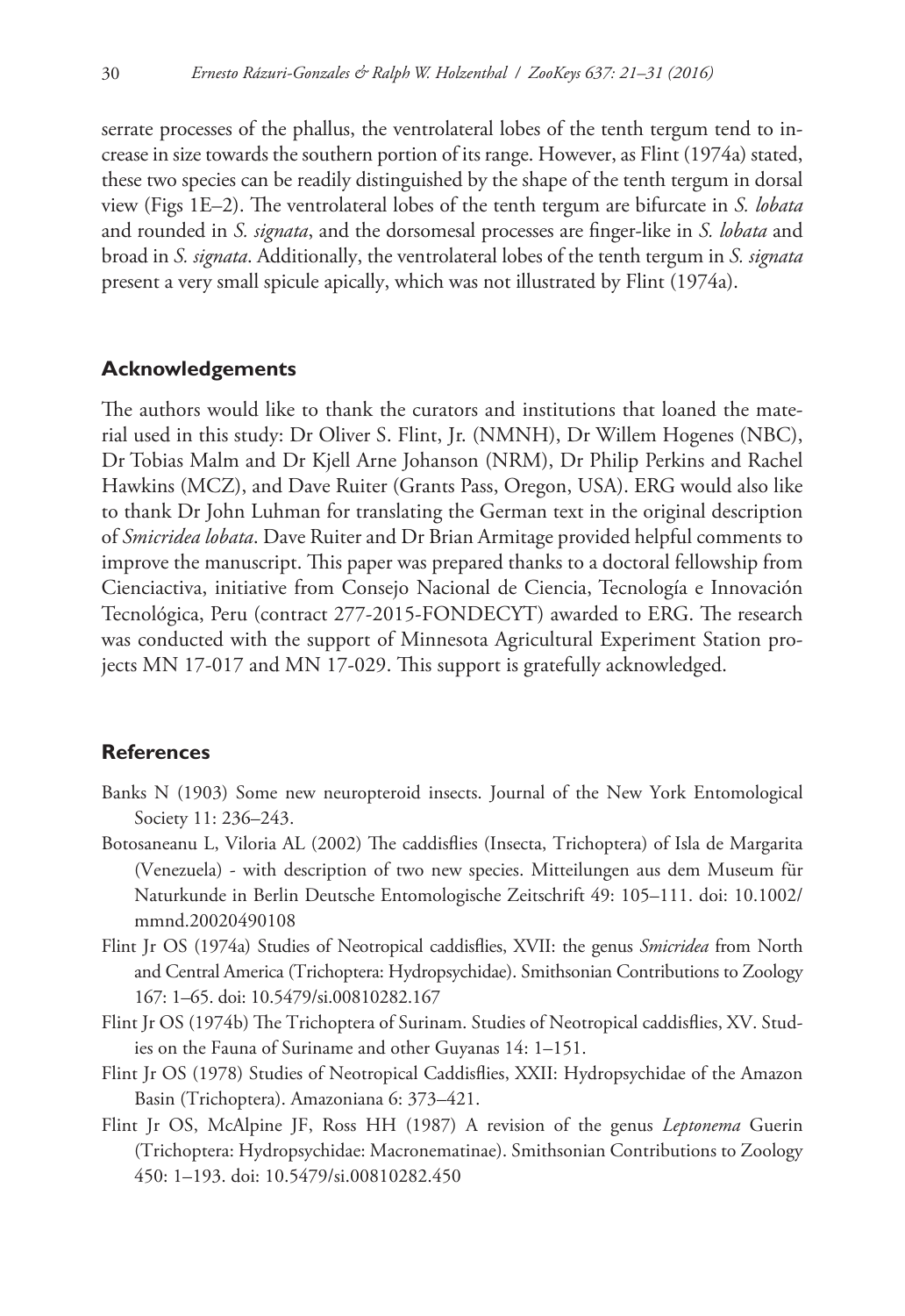serrate processes of the phallus, the ventrolateral lobes of the tenth tergum tend to increase in size towards the southern portion of its range. However, as Flint (1974a) stated, these two species can be readily distinguished by the shape of the tenth tergum in dorsal view (Figs 1E–2). The ventrolateral lobes of the tenth tergum are bifurcate in *S. lobata* and rounded in *S. signata*, and the dorsomesal processes are finger-like in *S. lobata* and broad in *S. signata*. Additionally, the ventrolateral lobes of the tenth tergum in *S. signata* present a very small spicule apically, which was not illustrated by Flint (1974a).

## Acknowledgements

The authors would like to thank the curators and institutions that loaned the material used in this study: Dr Oliver S. Flint, Jr. (NMNH), Dr Willem Hogenes (NBC), Dr Tobias Malm and Dr Kjell Arne Johanson (NRM), Dr Philip Perkins and Rachel Hawkins (MCZ), and Dave Ruiter (Grants Pass, Oregon, USA). ERG would also like to thank Dr John Luhman for translating the German text in the original description of *Smicridea lobata*. Dave Ruiter and Dr Brian Armitage provided helpful comments to improve the manuscript. This paper was prepared thanks to a doctoral fellowship from Cienciactiva, initiative from Consejo Nacional de Ciencia, Tecnología e Innovación Tecnológica, Peru (contract 277-2015-FONDECYT) awarded to ERG. The research was conducted with the support of Minnesota Agricultural Experiment Station projects MN 17-017 and MN 17-029. This support is gratefully acknowledged.

## References

Banks N (1903) Some new neuropteroid insects. Journal of the New York Entomological Society 11: 236–243.

Botosaneanu L, Viloria AL (2002) The caddisflies (Insecta, Trichoptera) of Isla de Margarita (Venezuela) - with description of two new species. Mitteilungen aus dem Museum für Naturkunde in Berlin Deutsche Entomologische Zeitschrift 49: 105–111. doi: 10.1002/mmnd.20020490108

Flint Jr OS (1974a) Studies of Neotropical caddisflies, XVII: the genus *Smicridea* from North and Central America (Trichoptera: Hydropsychidae). Smithsonian Contributions to Zoology 167: 1–65. doi: 10.5479/si.00810282.167

Flint Jr OS (1974b) The Trichoptera of Surinam. Studies of Neotropical caddisflies, XV. Studies on the Fauna of Suriname and other Guyanas 14: 1–151.

Flint Jr OS (1978) Studies of Neotropical Caddisflies, XXII: Hydropsychidae of the Amazon Basin (Trichoptera). Amazoniana 6: 373–421.

Flint Jr OS, McAlpine JF, Ross HH (1987) A revision of the genus *Leptonema* Guerin (Trichoptera: Hydropsychidae: Macronematinae). Smithsonian Contributions to Zoology 450: 1–193. doi: 10.5479/si.00810282.450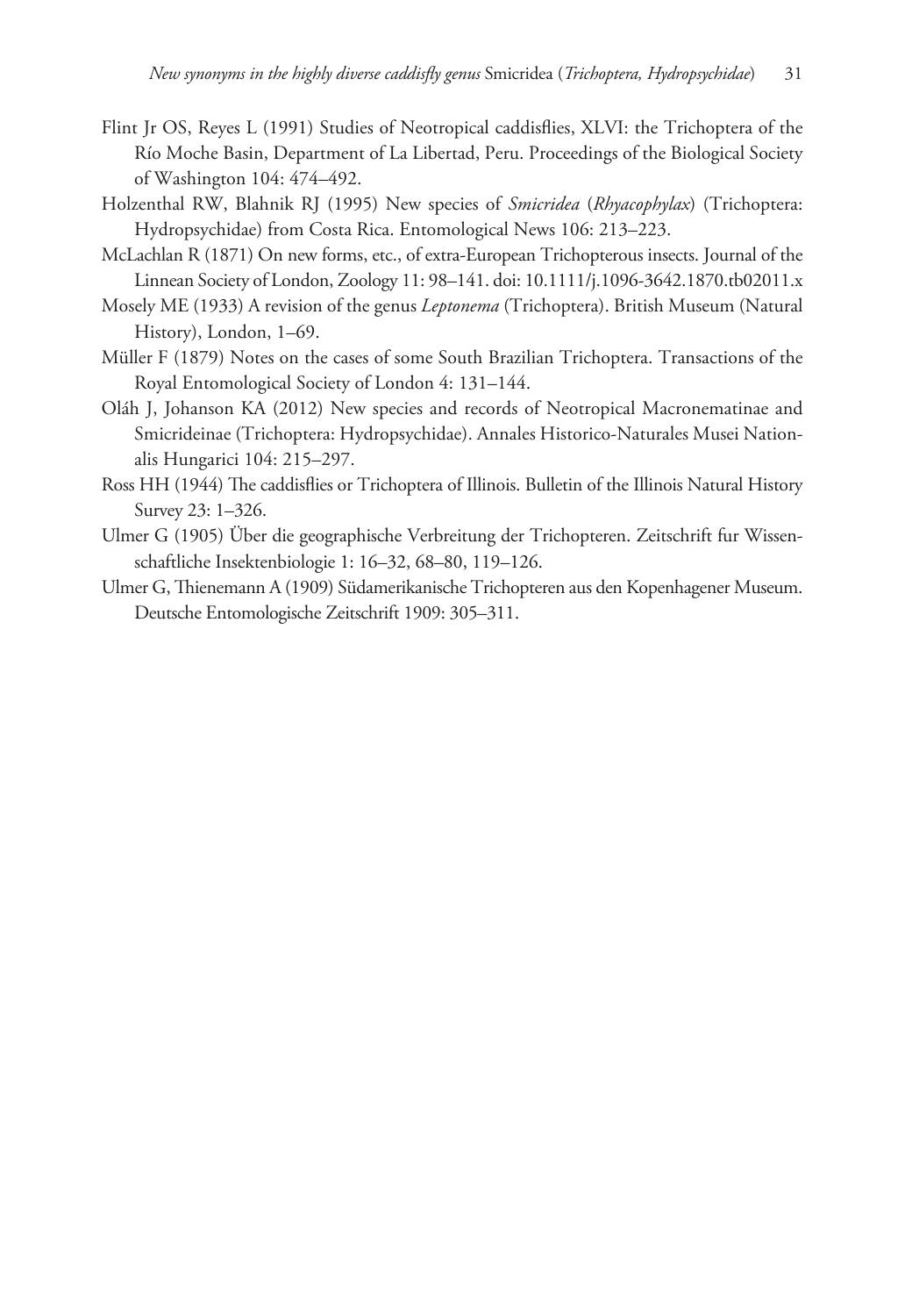Flint Jr OS, Reyes L (1991) Studies of Neotropical caddisflies, XLVI: the Trichoptera of the Río Moche Basin, Department of La Libertad, Peru. Proceedings of the Biological Society of Washington 104: 474–492.

Holzenthal RW, Blahnik RJ (1995) New species of *Smicridea* (*Rhyacophylax*) (Trichoptera: Hydropsychidae) from Costa Rica. Entomological News 106: 213–223.

McLachlan R (1871) On new forms, etc., of extra-European Trichopterous insects. Journal of the Linnean Society of London, Zoology 11: 98–141. doi: 10.1111/j.1096-3642.1870.tb02011.x

Mosely ME (1933) A revision of the genus *Leptonema* (Trichoptera). British Museum (Natural History), London, 1–69.

Müller F (1879) Notes on the cases of some South Brazilian Trichoptera. Transactions of the Royal Entomological Society of London 4: 131–144.

Oláh J, Johanson KA (2012) New species and records of Neotropical Macronematinae and Smicrideinae (Trichoptera: Hydropsychidae). Annales Historico-Naturales Musei Nationalis Hungarici 104: 215–297.

Ross HH (1944) The caddisflies or Trichoptera of Illinois. Bulletin of the Illinois Natural History Survey 23: 1–326.

Ulmer G (1905) Über die geographische Verbreitung der Trichopteren. Zeitschrift fur Wissenschaftliche Insektenbiologie 1: 16–32, 68–80, 119–126.

Ulmer G, Thienemann A (1909) Südamerikanische Trichopteren aus den Kopenhagener Museum. Deutsche Entomologische Zeitschrift 1909: 305–311.